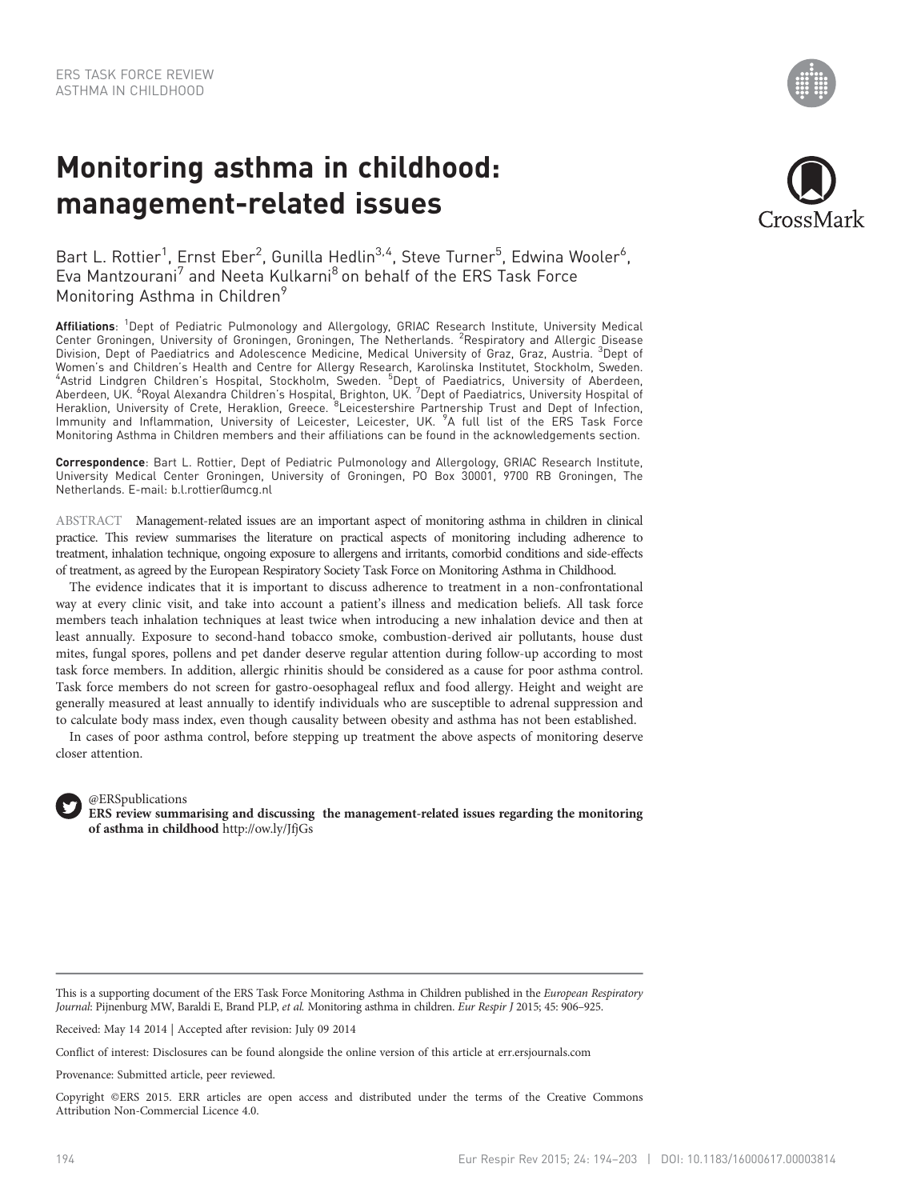ERS TASK FORCE REVIEW
ASTHMA IN CHILDHOOD

# Monitoring asthma in childhood: management-related issues

Bart L. Rottier[1], Ernst Eber[2], Gunilla Hedlin[3,4], Steve Turner[5], Edwina Wooler[6], Eva Mantzourani[7] and Neeta Kulkarni[8] on behalf of the ERS Task Force Monitoring Asthma in Children[9]

**Affiliations**: [1]Dept of Pediatric Pulmonology and Allergology, GRIAC Research Institute, University Medical Center Groningen, University of Groningen, Groningen, The Netherlands. [2]Respiratory and Allergic Disease Division, Dept of Paediatrics and Adolescence Medicine, Medical University of Graz, Graz, Austria. [3]Dept of Women's and Children's Health and Centre for Allergy Research, Karolinska Institutet, Stockholm, Sweden. [4]Astrid Lindgren Children's Hospital, Stockholm, Sweden. [5]Dept of Paediatrics, University of Aberdeen, Aberdeen, UK. [6]Royal Alexandra Children's Hospital, Brighton, UK. [7]Dept of Paediatrics, University Hospital of Heraklion, University of Crete, Heraklion, Greece. [8]Leicestershire Partnership Trust and Dept of Infection, Immunity and Inflammation, University of Leicester, Leicester, UK. [9]A full list of the ERS Task Force Monitoring Asthma in Children members and their affiliations can be found in the acknowledgements section.

**Correspondence**: Bart L. Rottier, Dept of Pediatric Pulmonology and Allergology, GRIAC Research Institute, University Medical Center Groningen, University of Groningen, PO Box 30001, 9700 RB Groningen, The Netherlands. E-mail: b.l.rottier@umcg.nl

ABSTRACT Management-related issues are an important aspect of monitoring asthma in children in clinical practice. This review summarises the literature on practical aspects of monitoring including adherence to treatment, inhalation technique, ongoing exposure to allergens and irritants, comorbid conditions and side-effects of treatment, as agreed by the European Respiratory Society Task Force on Monitoring Asthma in Childhood.

The evidence indicates that it is important to discuss adherence to treatment in a non-confrontational way at every clinic visit, and take into account a patient's illness and medication beliefs. All task force members teach inhalation techniques at least twice when introducing a new inhalation device and then at least annually. Exposure to second-hand tobacco smoke, combustion-derived air pollutants, house dust mites, fungal spores, pollens and pet dander deserve regular attention during follow-up according to most task force members. In addition, allergic rhinitis should be considered as a cause for poor asthma control. Task force members do not screen for gastro-oesophageal reflux and food allergy. Height and weight are generally measured at least annually to identify individuals who are susceptible to adrenal suppression and to calculate body mass index, even though causality between obesity and asthma has not been established.

In cases of poor asthma control, before stepping up treatment the above aspects of monitoring deserve closer attention.

@ERSpublications
**ERS review summarising and discussing the management-related issues regarding the monitoring of asthma in childhood** http://ow.ly/JfjGs

This is a supporting document of the ERS Task Force Monitoring Asthma in Children published in the *European Respiratory Journal*: Pijnenburg MW, Baraldi E, Brand PLP, *et al.* Monitoring asthma in children. *Eur Respir J* 2015; 45: 906–925.

Received: May 14 2014 | Accepted after revision: July 09 2014

Conflict of interest: Disclosures can be found alongside the online version of this article at err.ersjournals.com

Provenance: Submitted article, peer reviewed.

Copyright ©ERS 2015. ERR articles are open access and distributed under the terms of the Creative Commons Attribution Non-Commercial Licence 4.0.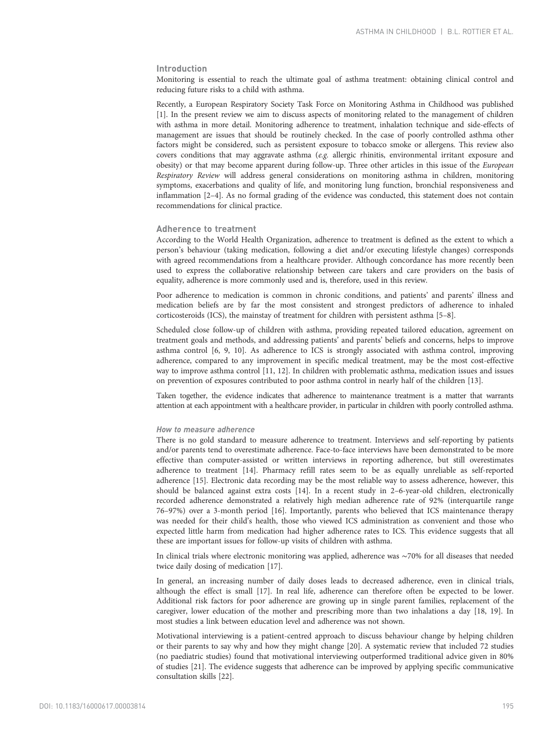## Introduction

Monitoring is essential to reach the ultimate goal of asthma treatment: obtaining clinical control and reducing future risks to a child with asthma.

Recently, a European Respiratory Society Task Force on Monitoring Asthma in Childhood was published [1]. In the present review we aim to discuss aspects of monitoring related to the management of children with asthma in more detail. Monitoring adherence to treatment, inhalation technique and side-effects of management are issues that should be routinely checked. In the case of poorly controlled asthma other factors might be considered, such as persistent exposure to tobacco smoke or allergens. This review also covers conditions that may aggravate asthma (*e.g.* allergic rhinitis, environmental irritant exposure and obesity) or that may become apparent during follow-up. Three other articles in this issue of the *European Respiratory Review* will address general considerations on monitoring asthma in children, monitoring symptoms, exacerbations and quality of life, and monitoring lung function, bronchial responsiveness and inflammation [2–4]. As no formal grading of the evidence was conducted, this statement does not contain recommendations for clinical practice.

## Adherence to treatment

According to the World Health Organization, adherence to treatment is defined as the extent to which a person's behaviour (taking medication, following a diet and/or executing lifestyle changes) corresponds with agreed recommendations from a healthcare provider. Although concordance has more recently been used to express the collaborative relationship between care takers and care providers on the basis of equality, adherence is more commonly used and is, therefore, used in this review.

Poor adherence to medication is common in chronic conditions, and patients' and parents' illness and medication beliefs are by far the most consistent and strongest predictors of adherence to inhaled corticosteroids (ICS), the mainstay of treatment for children with persistent asthma [5–8].

Scheduled close follow-up of children with asthma, providing repeated tailored education, agreement on treatment goals and methods, and addressing patients' and parents' beliefs and concerns, helps to improve asthma control [6, 9, 10]. As adherence to ICS is strongly associated with asthma control, improving adherence, compared to any improvement in specific medical treatment, may be the most cost-effective way to improve asthma control [11, 12]. In children with problematic asthma, medication issues and issues on prevention of exposures contributed to poor asthma control in nearly half of the children [13].

Taken together, the evidence indicates that adherence to maintenance treatment is a matter that warrants attention at each appointment with a healthcare provider, in particular in children with poorly controlled asthma.

### *How to measure adherence*

There is no gold standard to measure adherence to treatment. Interviews and self-reporting by patients and/or parents tend to overestimate adherence. Face-to-face interviews have been demonstrated to be more effective than computer-assisted or written interviews in reporting adherence, but still overestimates adherence to treatment [14]. Pharmacy refill rates seem to be as equally unreliable as self-reported adherence [15]. Electronic data recording may be the most reliable way to assess adherence, however, this should be balanced against extra costs [14]. In a recent study in 2–6-year-old children, electronically recorded adherence demonstrated a relatively high median adherence rate of 92% (interquartile range 76–97%) over a 3-month period [16]. Importantly, parents who believed that ICS maintenance therapy was needed for their child's health, those who viewed ICS administration as convenient and those who expected little harm from medication had higher adherence rates to ICS. This evidence suggests that all these are important issues for follow-up visits of children with asthma.

In clinical trials where electronic monitoring was applied, adherence was ~70% for all diseases that needed twice daily dosing of medication [17].

In general, an increasing number of daily doses leads to decreased adherence, even in clinical trials, although the effect is small [17]. In real life, adherence can therefore often be expected to be lower. Additional risk factors for poor adherence are growing up in single parent families, replacement of the caregiver, lower education of the mother and prescribing more than two inhalations a day [18, 19]. In most studies a link between education level and adherence was not shown.

Motivational interviewing is a patient-centred approach to discuss behaviour change by helping children or their parents to say why and how they might change [20]. A systematic review that included 72 studies (no paediatric studies) found that motivational interviewing outperformed traditional advice given in 80% of studies [21]. The evidence suggests that adherence can be improved by applying specific communicative consultation skills [22].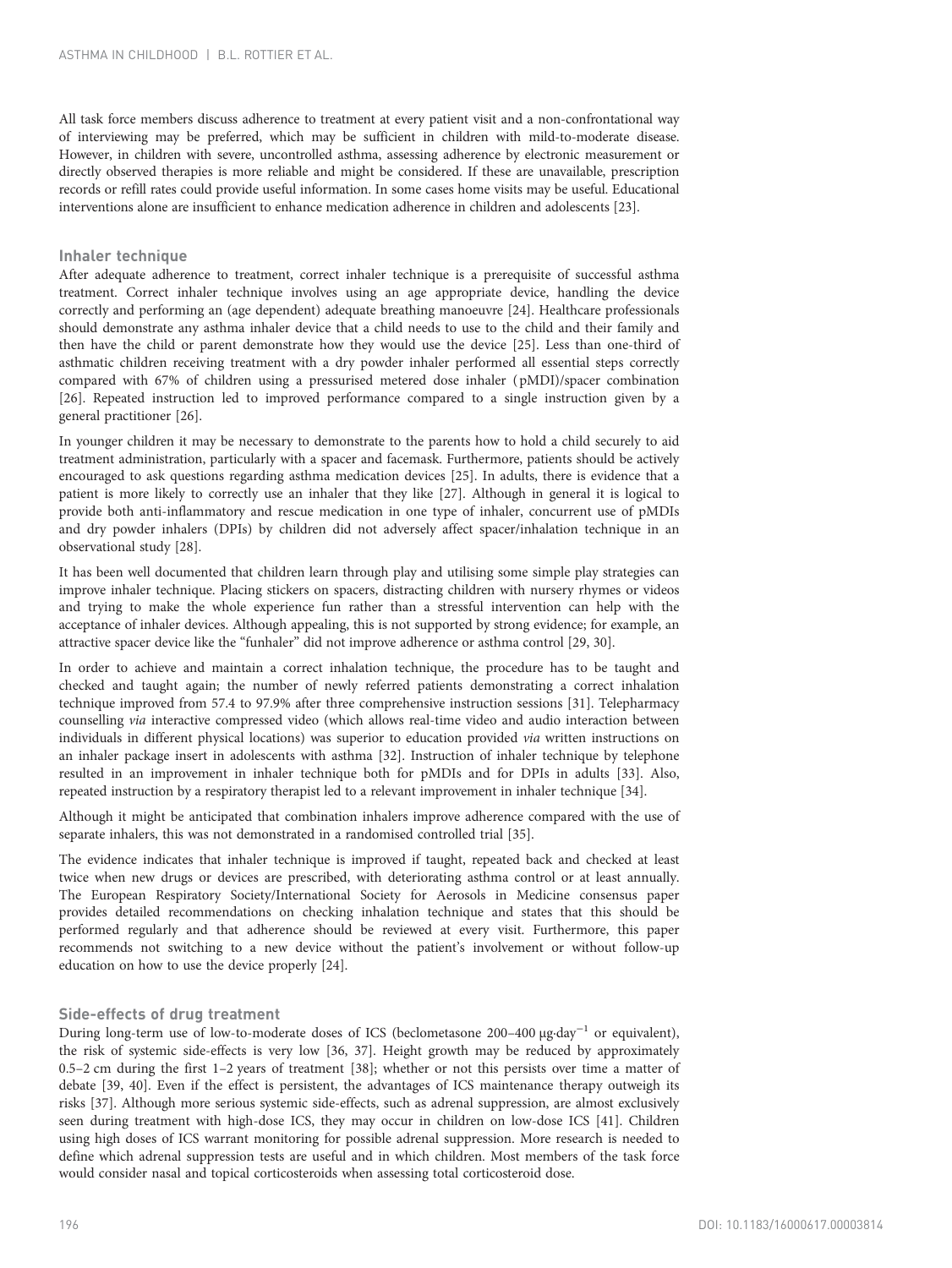All task force members discuss adherence to treatment at every patient visit and a non-confrontational way of interviewing may be preferred, which may be sufficient in children with mild-to-moderate disease. However, in children with severe, uncontrolled asthma, assessing adherence by electronic measurement or directly observed therapies is more reliable and might be considered. If these are unavailable, prescription records or refill rates could provide useful information. In some cases home visits may be useful. Educational interventions alone are insufficient to enhance medication adherence in children and adolescents [23].

## Inhaler technique

After adequate adherence to treatment, correct inhaler technique is a prerequisite of successful asthma treatment. Correct inhaler technique involves using an age appropriate device, handling the device correctly and performing an (age dependent) adequate breathing manoeuvre [24]. Healthcare professionals should demonstrate any asthma inhaler device that a child needs to use to the child and their family and then have the child or parent demonstrate how they would use the device [25]. Less than one-third of asthmatic children receiving treatment with a dry powder inhaler performed all essential steps correctly compared with 67% of children using a pressurised metered dose inhaler (pMDI)/spacer combination [26]. Repeated instruction led to improved performance compared to a single instruction given by a general practitioner [26].

In younger children it may be necessary to demonstrate to the parents how to hold a child securely to aid treatment administration, particularly with a spacer and facemask. Furthermore, patients should be actively encouraged to ask questions regarding asthma medication devices [25]. In adults, there is evidence that a patient is more likely to correctly use an inhaler that they like [27]. Although in general it is logical to provide both anti-inflammatory and rescue medication in one type of inhaler, concurrent use of pMDIs and dry powder inhalers (DPIs) by children did not adversely affect spacer/inhalation technique in an observational study [28].

It has been well documented that children learn through play and utilising some simple play strategies can improve inhaler technique. Placing stickers on spacers, distracting children with nursery rhymes or videos and trying to make the whole experience fun rather than a stressful intervention can help with the acceptance of inhaler devices. Although appealing, this is not supported by strong evidence; for example, an attractive spacer device like the "funhaler" did not improve adherence or asthma control [29, 30].

In order to achieve and maintain a correct inhalation technique, the procedure has to be taught and checked and taught again; the number of newly referred patients demonstrating a correct inhalation technique improved from 57.4 to 97.9% after three comprehensive instruction sessions [31]. Telepharmacy counselling *via* interactive compressed video (which allows real-time video and audio interaction between individuals in different physical locations) was superior to education provided *via* written instructions on an inhaler package insert in adolescents with asthma [32]. Instruction of inhaler technique by telephone resulted in an improvement in inhaler technique both for pMDIs and for DPIs in adults [33]. Also, repeated instruction by a respiratory therapist led to a relevant improvement in inhaler technique [34].

Although it might be anticipated that combination inhalers improve adherence compared with the use of separate inhalers, this was not demonstrated in a randomised controlled trial [35].

The evidence indicates that inhaler technique is improved if taught, repeated back and checked at least twice when new drugs or devices are prescribed, with deteriorating asthma control or at least annually. The European Respiratory Society/International Society for Aerosols in Medicine consensus paper provides detailed recommendations on checking inhalation technique and states that this should be performed regularly and that adherence should be reviewed at every visit. Furthermore, this paper recommends not switching to a new device without the patient's involvement or without follow-up education on how to use the device properly [24].

## Side-effects of drug treatment

During long-term use of low-to-moderate doses of ICS (beclometasone 200–400 $\mu g \cdot day^{-1}$ or equivalent), the risk of systemic side-effects is very low [36, 37]. Height growth may be reduced by approximately 0.5–2 cm during the first 1–2 years of treatment [38]; whether or not this persists over time a matter of debate [39, 40]. Even if the effect is persistent, the advantages of ICS maintenance therapy outweigh its risks [37]. Although more serious systemic side-effects, such as adrenal suppression, are almost exclusively seen during treatment with high-dose ICS, they may occur in children on low-dose ICS [41]. Children using high doses of ICS warrant monitoring for possible adrenal suppression. More research is needed to define which adrenal suppression tests are useful and in which children. Most members of the task force would consider nasal and topical corticosteroids when assessing total corticosteroid dose.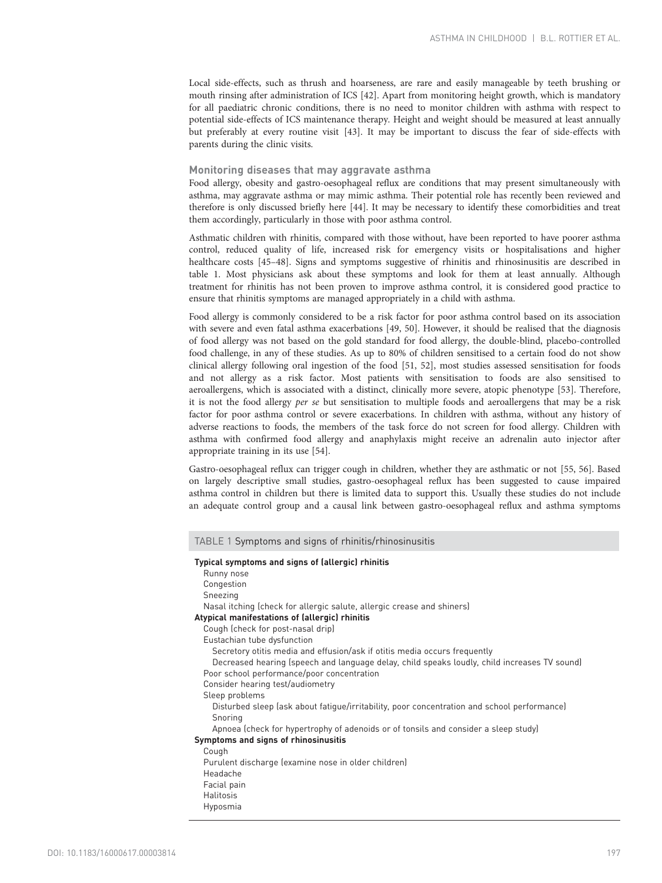Local side-effects, such as thrush and hoarseness, are rare and easily manageable by teeth brushing or mouth rinsing after administration of ICS [42]. Apart from monitoring height growth, which is mandatory for all paediatric chronic conditions, there is no need to monitor children with asthma with respect to potential side-effects of ICS maintenance therapy. Height and weight should be measured at least annually but preferably at every routine visit [43]. It may be important to discuss the fear of side-effects with parents during the clinic visits.

### Monitoring diseases that may aggravate asthma

Food allergy, obesity and gastro-oesophageal reflux are conditions that may present simultaneously with asthma, may aggravate asthma or may mimic asthma. Their potential role has recently been reviewed and therefore is only discussed briefly here [44]. It may be necessary to identify these comorbidities and treat them accordingly, particularly in those with poor asthma control.

Asthmatic children with rhinitis, compared with those without, have been reported to have poorer asthma control, reduced quality of life, increased risk for emergency visits or hospitalisations and higher healthcare costs [45–48]. Signs and symptoms suggestive of rhinitis and rhinosinusitis are described in table 1. Most physicians ask about these symptoms and look for them at least annually. Although treatment for rhinitis has not been proven to improve asthma control, it is considered good practice to ensure that rhinitis symptoms are managed appropriately in a child with asthma.

Food allergy is commonly considered to be a risk factor for poor asthma control based on its association with severe and even fatal asthma exacerbations [49, 50]. However, it should be realised that the diagnosis of food allergy was not based on the gold standard for food allergy, the double-blind, placebo-controlled food challenge, in any of these studies. As up to 80% of children sensitised to a certain food do not show clinical allergy following oral ingestion of the food [51, 52], most studies assessed sensitisation for foods and not allergy as a risk factor. Most patients with sensitisation to foods are also sensitised to aeroallergens, which is associated with a distinct, clinically more severe, atopic phenotype [53]. Therefore, it is not the food allergy *per se* but sensitisation to multiple foods and aeroallergens that may be a risk factor for poor asthma control or severe exacerbations. In children with asthma, without any history of adverse reactions to foods, the members of the task force do not screen for food allergy. Children with asthma with confirmed food allergy and anaphylaxis might receive an adrenalin auto injector after appropriate training in its use [54].

Gastro-oesophageal reflux can trigger cough in children, whether they are asthmatic or not [55, 56]. Based on largely descriptive small studies, gastro-oesophageal reflux has been suggested to cause impaired asthma control in children but there is limited data to support this. Usually these studies do not include an adequate control group and a causal link between gastro-oesophageal reflux and asthma symptoms

TABLE 1 Symptoms and signs of rhinitis/rhinosinusitis

**Typical symptoms and signs of (allergic) rhinitis**
- Runny nose
- Congestion
- Sneezing
- Nasal itching (check for allergic salute, allergic crease and shiners)

**Atypical manifestations of (allergic) rhinitis**
- Cough (check for post-nasal drip)
- Eustachian tube dysfunction
  - Secretory otitis media and effusion/ask if otitis media occurs frequently
  - Decreased hearing (speech and language delay, child speaks loudly, child increases TV sound)
- Poor school performance/poor concentration
- Consider hearing test/audiometry
- Sleep problems
  - Disturbed sleep (ask about fatigue/irritability, poor concentration and school performance)
  - Snoring
  - Apnoea (check for hypertrophy of adenoids or of tonsils and consider a sleep study)

**Symptoms and signs of rhinosinusitis**
- Cough
- Purulent discharge (examine nose in older children)
- Headache
- Facial pain
- Halitosis
- Hyposmia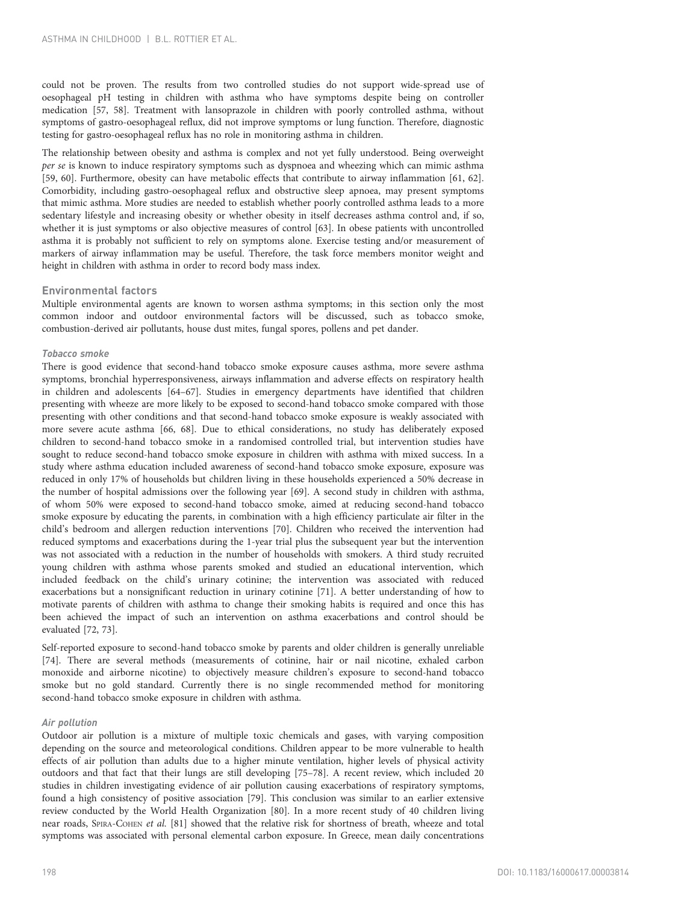could not be proven. The results from two controlled studies do not support wide-spread use of oesophageal pH testing in children with asthma who have symptoms despite being on controller medication [57, 58]. Treatment with lansoprazole in children with poorly controlled asthma, without symptoms of gastro-oesophageal reflux, did not improve symptoms or lung function. Therefore, diagnostic testing for gastro-oesophageal reflux has no role in monitoring asthma in children.

The relationship between obesity and asthma is complex and not yet fully understood. Being overweight *per se* is known to induce respiratory symptoms such as dyspnoea and wheezing which can mimic asthma [59, 60]. Furthermore, obesity can have metabolic effects that contribute to airway inflammation [61, 62]. Comorbidity, including gastro-oesophageal reflux and obstructive sleep apnoea, may present symptoms that mimic asthma. More studies are needed to establish whether poorly controlled asthma leads to a more sedentary lifestyle and increasing obesity or whether obesity in itself decreases asthma control and, if so, whether it is just symptoms or also objective measures of control [63]. In obese patients with uncontrolled asthma it is probably not sufficient to rely on symptoms alone. Exercise testing and/or measurement of markers of airway inflammation may be useful. Therefore, the task force members monitor weight and height in children with asthma in order to record body mass index.

## Environmental factors

Multiple environmental agents are known to worsen asthma symptoms; in this section only the most common indoor and outdoor environmental factors will be discussed, such as tobacco smoke, combustion-derived air pollutants, house dust mites, fungal spores, pollens and pet dander.

### Tobacco smoke

There is good evidence that second-hand tobacco smoke exposure causes asthma, more severe asthma symptoms, bronchial hyperresponsiveness, airways inflammation and adverse effects on respiratory health in children and adolescents [64–67]. Studies in emergency departments have identified that children presenting with wheeze are more likely to be exposed to second-hand tobacco smoke compared with those presenting with other conditions and that second-hand tobacco smoke exposure is weakly associated with more severe acute asthma [66, 68]. Due to ethical considerations, no study has deliberately exposed children to second-hand tobacco smoke in a randomised controlled trial, but intervention studies have sought to reduce second-hand tobacco smoke exposure in children with asthma with mixed success. In a study where asthma education included awareness of second-hand tobacco smoke exposure, exposure was reduced in only 17% of households but children living in these households experienced a 50% decrease in the number of hospital admissions over the following year [69]. A second study in children with asthma, of whom 50% were exposed to second-hand tobacco smoke, aimed at reducing second-hand tobacco smoke exposure by educating the parents, in combination with a high efficiency particulate air filter in the child's bedroom and allergen reduction interventions [70]. Children who received the intervention had reduced symptoms and exacerbations during the 1-year trial plus the subsequent year but the intervention was not associated with a reduction in the number of households with smokers. A third study recruited young children with asthma whose parents smoked and studied an educational intervention, which included feedback on the child's urinary cotinine; the intervention was associated with reduced exacerbations but a nonsignificant reduction in urinary cotinine [71]. A better understanding of how to motivate parents of children with asthma to change their smoking habits is required and once this has been achieved the impact of such an intervention on asthma exacerbations and control should be evaluated [72, 73].

Self-reported exposure to second-hand tobacco smoke by parents and older children is generally unreliable [74]. There are several methods (measurements of cotinine, hair or nail nicotine, exhaled carbon monoxide and airborne nicotine) to objectively measure children's exposure to second-hand tobacco smoke but no gold standard. Currently there is no single recommended method for monitoring second-hand tobacco smoke exposure in children with asthma.

### Air pollution

Outdoor air pollution is a mixture of multiple toxic chemicals and gases, with varying composition depending on the source and meteorological conditions. Children appear to be more vulnerable to health effects of air pollution than adults due to a higher minute ventilation, higher levels of physical activity outdoors and that fact that their lungs are still developing [75–78]. A recent review, which included 20 studies in children investigating evidence of air pollution causing exacerbations of respiratory symptoms, found a high consistency of positive association [79]. This conclusion was similar to an earlier extensive review conducted by the World Health Organization [80]. In a more recent study of 40 children living near roads, Spira-Cohen *et al.* [81] showed that the relative risk for shortness of breath, wheeze and total symptoms was associated with personal elemental carbon exposure. In Greece, mean daily concentrations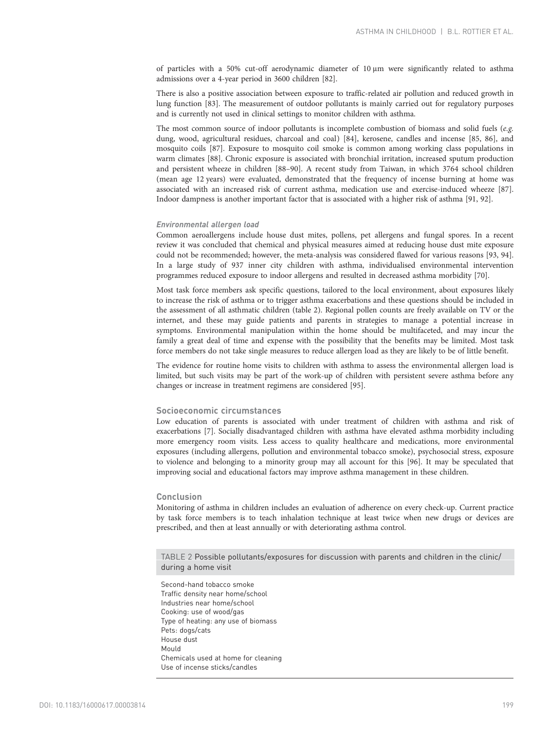of particles with a 50% cut-off aerodynamic diameter of 10 µm were significantly related to asthma admissions over a 4-year period in 3600 children [82].

There is also a positive association between exposure to traffic-related air pollution and reduced growth in lung function [83]. The measurement of outdoor pollutants is mainly carried out for regulatory purposes and is currently not used in clinical settings to monitor children with asthma.

The most common source of indoor pollutants is incomplete combustion of biomass and solid fuels (*e.g.* dung, wood, agricultural residues, charcoal and coal) [84], kerosene, candles and incense [85, 86], and mosquito coils [87]. Exposure to mosquito coil smoke is common among working class populations in warm climates [88]. Chronic exposure is associated with bronchial irritation, increased sputum production and persistent wheeze in children [88–90]. A recent study from Taiwan, in which 3764 school children (mean age 12 years) were evaluated, demonstrated that the frequency of incense burning at home was associated with an increased risk of current asthma, medication use and exercise-induced wheeze [87]. Indoor dampness is another important factor that is associated with a higher risk of asthma [91, 92].

#### *Environmental allergen load*

Common aeroallergens include house dust mites, pollens, pet allergens and fungal spores. In a recent review it was concluded that chemical and physical measures aimed at reducing house dust mite exposure could not be recommended; however, the meta-analysis was considered flawed for various reasons [93, 94]. In a large study of 937 inner city children with asthma, individualised environmental intervention programmes reduced exposure to indoor allergens and resulted in decreased asthma morbidity [70].

Most task force members ask specific questions, tailored to the local environment, about exposures likely to increase the risk of asthma or to trigger asthma exacerbations and these questions should be included in the assessment of all asthmatic children (table 2). Regional pollen counts are freely available on TV or the internet, and these may guide patients and parents in strategies to manage a potential increase in symptoms. Environmental manipulation within the home should be multifaceted, and may incur the family a great deal of time and expense with the possibility that the benefits may be limited. Most task force members do not take single measures to reduce allergen load as they are likely to be of little benefit.

The evidence for routine home visits to children with asthma to assess the environmental allergen load is limited, but such visits may be part of the work-up of children with persistent severe asthma before any changes or increase in treatment regimens are considered [95].

### Socioeconomic circumstances

Low education of parents is associated with under treatment of children with asthma and risk of exacerbations [7]. Socially disadvantaged children with asthma have elevated asthma morbidity including more emergency room visits. Less access to quality healthcare and medications, more environmental exposures (including allergens, pollution and environmental tobacco smoke), psychosocial stress, exposure to violence and belonging to a minority group may all account for this [96]. It may be speculated that improving social and educational factors may improve asthma management in these children.

### Conclusion

Monitoring of asthma in children includes an evaluation of adherence on every check-up. Current practice by task force members is to teach inhalation technique at least twice when new drugs or devices are prescribed, and then at least annually or with deteriorating asthma control.

TABLE 2 Possible pollutants/exposures for discussion with parents and children in the clinic/during a home visit

| Possible pollutants/exposures |
|---|
| Second-hand tobacco smoke |
| Traffic density near home/school |
| Industries near home/school |
| Cooking: use of wood/gas |
| Type of heating: any use of biomass |
| Pets: dogs/cats |
| House dust |
| Mould |
| Chemicals used at home for cleaning |
| Use of incense sticks/candles |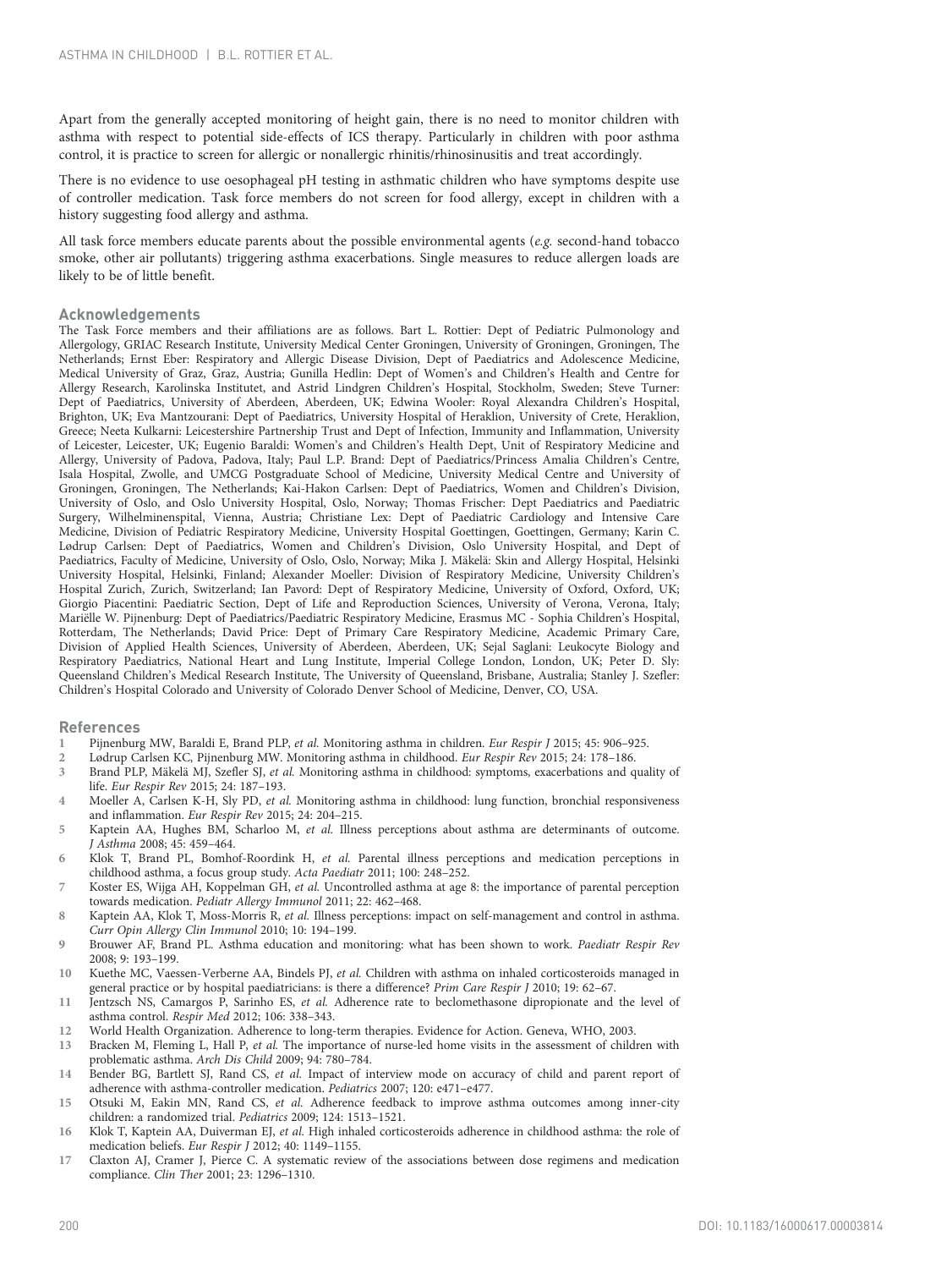Apart from the generally accepted monitoring of height gain, there is no need to monitor children with asthma with respect to potential side-effects of ICS therapy. Particularly in children with poor asthma control, it is practice to screen for allergic or nonallergic rhinitis/rhinosinusitis and treat accordingly.

There is no evidence to use oesophageal pH testing in asthmatic children who have symptoms despite use of controller medication. Task force members do not screen for food allergy, except in children with a history suggesting food allergy and asthma.

All task force members educate parents about the possible environmental agents (*e.g.* second-hand tobacco smoke, other air pollutants) triggering asthma exacerbations. Single measures to reduce allergen loads are likely to be of little benefit.

## Acknowledgements

The Task Force members and their affiliations are as follows. Bart L. Rottier: Dept of Pediatric Pulmonology and Allergology, GRIAC Research Institute, University Medical Center Groningen, University of Groningen, Groningen, The Netherlands; Ernst Eber: Respiratory and Allergic Disease Division, Dept of Paediatrics and Adolescence Medicine, Medical University of Graz, Graz, Austria; Gunilla Hedlin: Dept of Women's and Children's Health and Centre for Allergy Research, Karolinska Institutet, and Astrid Lindgren Children's Hospital, Stockholm, Sweden; Steve Turner: Dept of Paediatrics, University of Aberdeen, Aberdeen, UK; Edwina Wooler: Royal Alexandra Children's Hospital, Brighton, UK; Eva Mantzourani: Dept of Paediatrics, University Hospital of Heraklion, University of Crete, Heraklion, Greece; Neeta Kulkarni: Leicestershire Partnership Trust and Dept of Infection, Immunity and Inflammation, University of Leicester, Leicester, UK; Eugenio Baraldi: Women's and Children's Health Dept, Unit of Respiratory Medicine and Allergy, University of Padova, Padova, Italy; Paul L.P. Brand: Dept of Paediatrics/Princess Amalia Children's Centre, Isala Hospital, Zwolle, and UMCG Postgraduate School of Medicine, University Medical Centre and University of Groningen, Groningen, The Netherlands; Kai-Hakon Carlsen: Dept of Paediatrics, Women and Children's Division, University of Oslo, and Oslo University Hospital, Oslo, Norway; Thomas Frischer: Dept Paediatrics and Paediatric Surgery, Wilhelminenspital, Vienna, Austria; Christiane Lex: Dept of Paediatric Cardiology and Intensive Care Medicine, Division of Pediatric Respiratory Medicine, University Hospital Goettingen, Goettingen, Germany; Karin C. Lødrup Carlsen: Dept of Paediatrics, Women and Children's Division, Oslo University Hospital, and Dept of Paediatrics, Faculty of Medicine, University of Oslo, Oslo, Norway; Mika J. Mäkelä: Skin and Allergy Hospital, Helsinki University Hospital, Helsinki, Finland; Alexander Moeller: Division of Respiratory Medicine, University Children's Hospital Zurich, Zurich, Switzerland; Ian Pavord: Dept of Respiratory Medicine, University of Oxford, Oxford, UK; Giorgio Piacentini: Paediatric Section, Dept of Life and Reproduction Sciences, University of Verona, Verona, Italy; Mariëlle W. Pijnenburg: Dept of Paediatrics/Paediatric Respiratory Medicine, Erasmus MC - Sophia Children's Hospital, Rotterdam, The Netherlands; David Price: Dept of Primary Care Respiratory Medicine, Academic Primary Care, Division of Applied Health Sciences, University of Aberdeen, Aberdeen, UK; Sejal Saglani: Leukocyte Biology and Respiratory Paediatrics, National Heart and Lung Institute, Imperial College London, London, UK; Peter D. Sly: Queensland Children's Medical Research Institute, The University of Queensland, Brisbane, Australia; Stanley J. Szefler: Children's Hospital Colorado and University of Colorado Denver School of Medicine, Denver, CO, USA.

## References

1. Pijnenburg MW, Baraldi E, Brand PLP, *et al.* Monitoring asthma in children. *Eur Respir J* 2015; 45: 906–925.
2. Lødrup Carlsen KC, Pijnenburg MW. Monitoring asthma in childhood. *Eur Respir Rev* 2015; 24: 178–186.
3. Brand PLP, Mäkelä MJ, Szefler SJ, *et al.* Monitoring asthma in childhood: symptoms, exacerbations and quality of life. *Eur Respir Rev* 2015; 24: 187–193.
4. Moeller A, Carlsen K-H, Sly PD, *et al.* Monitoring asthma in childhood: lung function, bronchial responsiveness and inflammation. *Eur Respir Rev* 2015; 24: 204–215.
5. Kaptein AA, Hughes BM, Scharloo M, *et al.* Illness perceptions about asthma are determinants of outcome. *J Asthma* 2008; 45: 459–464.
6. Klok T, Brand PL, Bomhof-Roordink H, *et al.* Parental illness perceptions and medication perceptions in childhood asthma, a focus group study. *Acta Paediatr* 2011; 100: 248–252.
7. Koster ES, Wijga AH, Koppelman GH, *et al.* Uncontrolled asthma at age 8: the importance of parental perception towards medication. *Pediatr Allergy Immunol* 2011; 22: 462–468.
8. Kaptein AA, Klok T, Moss-Morris R, *et al.* Illness perceptions: impact on self-management and control in asthma. *Curr Opin Allergy Clin Immunol* 2010; 10: 194–199.
9. Brouwer AF, Brand PL. Asthma education and monitoring: what has been shown to work. *Paediatr Respir Rev* 2008; 9: 193–199.
10. Kuethe MC, Vaessen-Verberne AA, Bindels PJ, *et al.* Children with asthma on inhaled corticosteroids managed in general practice or by hospital paediatricians: is there a difference? *Prim Care Respir J* 2010; 19: 62–67.
11. Jentzsch NS, Camargos P, Sarinho ES, *et al.* Adherence rate to beclomethasone dipropionate and the level of asthma control. *Respir Med* 2012; 106: 338–343.
12. World Health Organization. Adherence to long-term therapies. Evidence for Action. Geneva, WHO, 2003.
13. Bracken M, Fleming L, Hall P, *et al.* The importance of nurse-led home visits in the assessment of children with problematic asthma. *Arch Dis Child* 2009; 94: 780–784.
14. Bender BG, Bartlett SJ, Rand CS, *et al.* Impact of interview mode on accuracy of child and parent report of adherence with asthma-controller medication. *Pediatrics* 2007; 120: e471–e477.
15. Otsuki M, Eakin MN, Rand CS, *et al.* Adherence feedback to improve asthma outcomes among inner-city children: a randomized trial. *Pediatrics* 2009; 124: 1513–1521.
16. Klok T, Kaptein AA, Duiverman EJ, *et al.* High inhaled corticosteroids adherence in childhood asthma: the role of medication beliefs. *Eur Respir J* 2012; 40: 1149–1155.
17. Claxton AJ, Cramer J, Pierce C. A systematic review of the associations between dose regimens and medication compliance. *Clin Ther* 2001; 23: 1296–1310.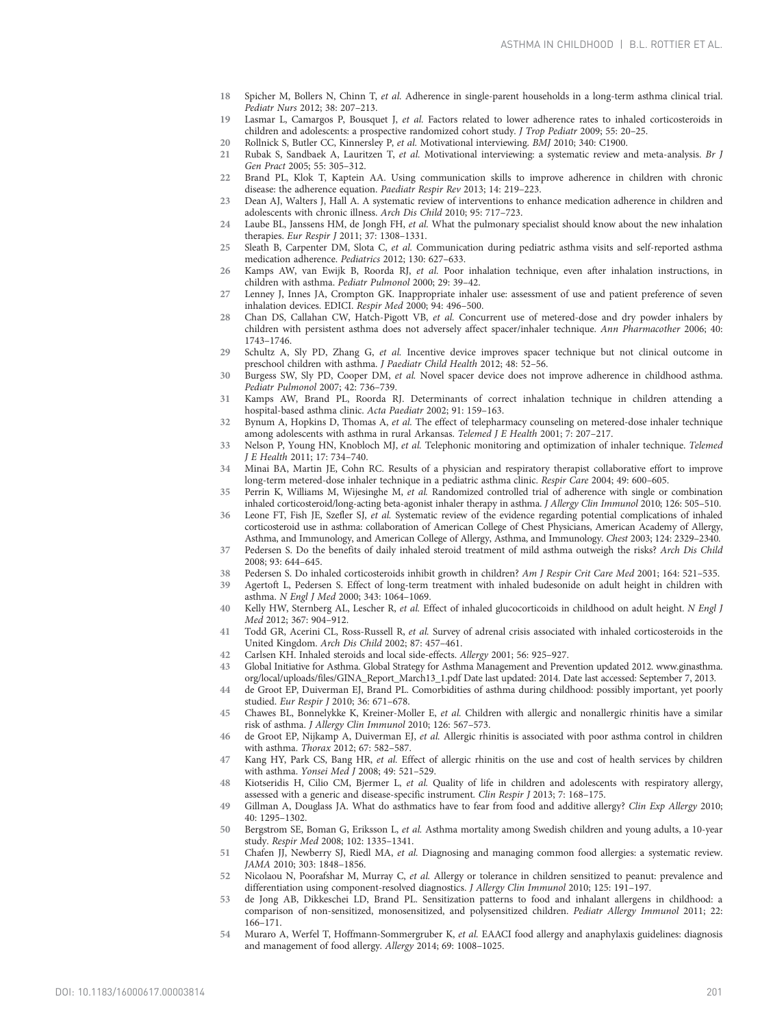18 Spicher M, Bollers N, Chinn T, *et al.* Adherence in single-parent households in a long-term asthma clinical trial. *Pediatr Nurs* 2012; 38: 207–213.

19 Lasmar L, Camargos P, Bousquet J, *et al.* Factors related to lower adherence rates to inhaled corticosteroids in children and adolescents: a prospective randomized cohort study. *J Trop Pediatr* 2009; 55: 20–25.

20 Rollnick S, Butler CC, Kinnersley P, *et al.* Motivational interviewing. *BMJ* 2010; 340: C1900.

21 Rubak S, Sandbaek A, Lauritzen T, *et al.* Motivational interviewing: a systematic review and meta-analysis. *Br J Gen Pract* 2005; 55: 305–312.

22 Brand PL, Klok T, Kaptein AA. Using communication skills to improve adherence in children with chronic disease: the adherence equation. *Paediatr Respir Rev* 2013; 14: 219–223.

23 Dean AJ, Walters J, Hall A. A systematic review of interventions to enhance medication adherence in children and adolescents with chronic illness. *Arch Dis Child* 2010; 95: 717–723.

24 Laube BL, Janssens HM, de Jongh FH, *et al.* What the pulmonary specialist should know about the new inhalation therapies. *Eur Respir J* 2011; 37: 1308–1331.

25 Sleath B, Carpenter DM, Slota C, *et al.* Communication during pediatric asthma visits and self-reported asthma medication adherence. *Pediatrics* 2012; 130: 627–633.

26 Kamps AW, van Ewijk B, Roorda RJ, *et al.* Poor inhalation technique, even after inhalation instructions, in children with asthma. *Pediatr Pulmonol* 2000; 29: 39–42.

27 Lenney J, Innes JA, Crompton GK. Inappropriate inhaler use: assessment of use and patient preference of seven inhalation devices. EDICI. *Respir Med* 2000; 94: 496–500.

28 Chan DS, Callahan CW, Hatch-Pigott VB, *et al.* Concurrent use of metered-dose and dry powder inhalers by children with persistent asthma does not adversely affect spacer/inhaler technique. *Ann Pharmacother* 2006; 40: 1743–1746.

29 Schultz A, Sly PD, Zhang G, *et al.* Incentive device improves spacer technique but not clinical outcome in preschool children with asthma. *J Paediatr Child Health* 2012; 48: 52–56.

30 Burgess SW, Sly PD, Cooper DM, *et al.* Novel spacer device does not improve adherence in childhood asthma. *Pediatr Pulmonol* 2007; 42: 736–739.

31 Kamps AW, Brand PL, Roorda RJ. Determinants of correct inhalation technique in children attending a hospital-based asthma clinic. *Acta Paediatr* 2002; 91: 159–163.

32 Bynum A, Hopkins D, Thomas A, *et al.* The effect of telepharmacy counseling on metered-dose inhaler technique among adolescents with asthma in rural Arkansas. *Telemed J E Health* 2001; 7: 207–217.

33 Nelson P, Young HN, Knobloch MJ, *et al.* Telephonic monitoring and optimization of inhaler technique. *Telemed J E Health* 2011; 17: 734–740.

34 Minai BA, Martin JE, Cohn RC. Results of a physician and respiratory therapist collaborative effort to improve long-term metered-dose inhaler technique in a pediatric asthma clinic. *Respir Care* 2004; 49: 600–605.

35 Perrin K, Williams M, Wijesinghe M, *et al.* Randomized controlled trial of adherence with single or combination inhaled corticosteroid/long-acting beta-agonist inhaler therapy in asthma. *J Allergy Clin Immunol* 2010; 126: 505–510.

36 Leone FT, Fish JE, Szefler SJ, *et al.* Systematic review of the evidence regarding potential complications of inhaled corticosteroid use in asthma: collaboration of American College of Chest Physicians, American Academy of Allergy, Asthma, and Immunology, and American College of Allergy, Asthma, and Immunology. *Chest* 2003; 124: 2329–2340.

37 Pedersen S. Do the benefits of daily inhaled steroid treatment of mild asthma outweigh the risks? *Arch Dis Child* 2008; 93: 644–645.

38 Pedersen S. Do inhaled corticosteroids inhibit growth in children? *Am J Respir Crit Care Med* 2001; 164: 521–535.

39 Agertoft L, Pedersen S. Effect of long-term treatment with inhaled budesonide on adult height in children with asthma. *N Engl J Med* 2000; 343: 1064–1069.

40 Kelly HW, Sternberg AL, Lescher R, *et al.* Effect of inhaled glucocorticoids in childhood on adult height. *N Engl J Med* 2012; 367: 904–912.

41 Todd GR, Acerini CL, Ross-Russell R, *et al.* Survey of adrenal crisis associated with inhaled corticosteroids in the United Kingdom. *Arch Dis Child* 2002; 87: 457–461.

42 Carlsen KH. Inhaled steroids and local side-effects. *Allergy* 2001; 56: 925–927.

43 Global Initiative for Asthma. Global Strategy for Asthma Management and Prevention updated 2012. www.ginasthma.org/local/uploads/files/GINA_Report_March13_1.pdf Date last updated: 2014. Date last accessed: September 7, 2013.

44 de Groot EP, Duiverman EJ, Brand PL. Comorbidities of asthma during childhood: possibly important, yet poorly studied. *Eur Respir J* 2010; 36: 671–678.

45 Chawes BL, Bonnelykke K, Kreiner-Moller E, *et al.* Children with allergic and nonallergic rhinitis have a similar risk of asthma. *J Allergy Clin Immunol* 2010; 126: 567–573.

46 de Groot EP, Nijkamp A, Duiverman EJ, *et al.* Allergic rhinitis is associated with poor asthma control in children with asthma. *Thorax* 2012; 67: 582–587.

47 Kang HY, Park CS, Bang HR, *et al.* Effect of allergic rhinitis on the use and cost of health services by children with asthma. *Yonsei Med J* 2008; 49: 521–529.

48 Kiotseridis H, Cilio CM, Bjermer L, *et al.* Quality of life in children and adolescents with respiratory allergy, assessed with a generic and disease-specific instrument. *Clin Respir J* 2013; 7: 168–175.

49 Gillman A, Douglass JA. What do asthmatics have to fear from food and additive allergy? *Clin Exp Allergy* 2010; 40: 1295–1302.

50 Bergstrom SE, Boman G, Eriksson L, *et al.* Asthma mortality among Swedish children and young adults, a 10-year study. *Respir Med* 2008; 102: 1335–1341.

51 Chafen JJ, Newberry SJ, Riedl MA, *et al.* Diagnosing and managing common food allergies: a systematic review. *JAMA* 2010; 303: 1848–1856.

52 Nicolaou N, Poorafshar M, Murray C, *et al.* Allergy or tolerance in children sensitized to peanut: prevalence and differentiation using component-resolved diagnostics. *J Allergy Clin Immunol* 2010; 125: 191–197.

53 de Jong AB, Dikkeschei LD, Brand PL. Sensitization patterns to food and inhalant allergens in childhood: a comparison of non-sensitized, monosensitized, and polysensitized children. *Pediatr Allergy Immunol* 2011; 22: 166–171.

54 Muraro A, Werfel T, Hoffmann-Sommergruber K, *et al.* EAACI food allergy and anaphylaxis guidelines: diagnosis and management of food allergy. *Allergy* 2014; 69: 1008–1025.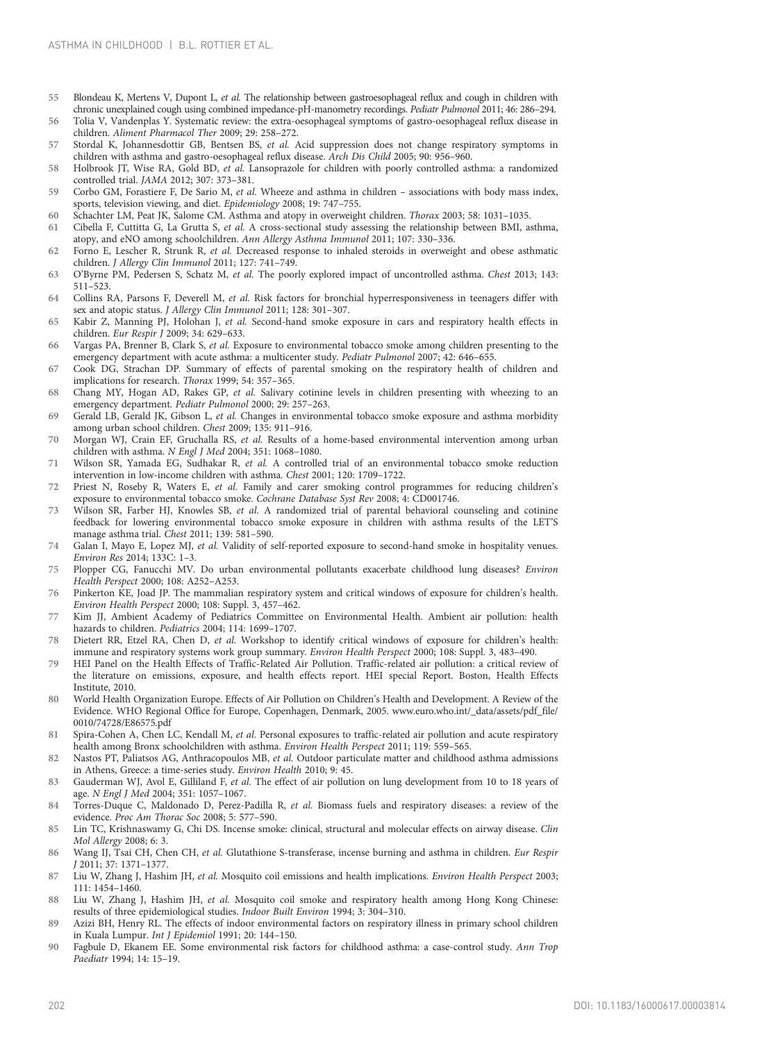55 Blondeau K, Mertens V, Dupont L, *et al.* The relationship between gastroesophageal reflux and cough in children with chronic unexplained cough using combined impedance-pH-manometry recordings. *Pediatr Pulmonol* 2011; 46: 286–294.

56 Tolia V, Vandenplas Y. Systematic review: the extra-oesophageal symptoms of gastro-oesophageal reflux disease in children. *Aliment Pharmacol Ther* 2009; 29: 258–272.

57 Stordal K, Johannesdottir GB, Bentsen BS, *et al.* Acid suppression does not change respiratory symptoms in children with asthma and gastro-oesophageal reflux disease. *Arch Dis Child* 2005; 90: 956–960.

58 Holbrook JT, Wise RA, Gold BD, *et al.* Lansoprazole for children with poorly controlled asthma: a randomized controlled trial. *JAMA* 2012; 307: 373–381.

59 Corbo GM, Forastiere F, De Sario M, *et al.* Wheeze and asthma in children – associations with body mass index, sports, television viewing, and diet. *Epidemiology* 2008; 19: 747–755.

60 Schachter LM, Peat JK, Salome CM. Asthma and atopy in overweight children. *Thorax* 2003; 58: 1031–1035.

61 Cibella F, Cuttitta G, La Grutta S, *et al.* A cross-sectional study assessing the relationship between BMI, asthma, atopy, and eNO among schoolchildren. *Ann Allergy Asthma Immunol* 2011; 107: 330–336.

62 Forno E, Lescher R, Strunk R, *et al.* Decreased response to inhaled steroids in overweight and obese asthmatic children. *J Allergy Clin Immunol* 2011; 127: 741–749.

63 O'Byrne PM, Pedersen S, Schatz M, *et al.* The poorly explored impact of uncontrolled asthma. *Chest* 2013; 143: 511–523.

64 Collins RA, Parsons F, Deverell M, *et al.* Risk factors for bronchial hyperresponsiveness in teenagers differ with sex and atopic status. *J Allergy Clin Immunol* 2011; 128: 301–307.

65 Kabir Z, Manning PJ, Holohan J, *et al.* Second-hand smoke exposure in cars and respiratory health effects in children. *Eur Respir J* 2009; 34: 629–633.

66 Vargas PA, Brenner B, Clark S, *et al.* Exposure to environmental tobacco smoke among children presenting to the emergency department with acute asthma: a multicenter study. *Pediatr Pulmonol* 2007; 42: 646–655.

67 Cook DG, Strachan DP. Summary of effects of parental smoking on the respiratory health of children and implications for research. *Thorax* 1999; 54: 357–365.

68 Chang MY, Hogan AD, Rakes GP, *et al.* Salivary cotinine levels in children presenting with wheezing to an emergency department. *Pediatr Pulmonol* 2000; 29: 257–263.

69 Gerald LB, Gerald JK, Gibson L, *et al.* Changes in environmental tobacco smoke exposure and asthma morbidity among urban school children. *Chest* 2009; 135: 911–916.

70 Morgan WJ, Crain EF, Gruchalla RS, *et al.* Results of a home-based environmental intervention among urban children with asthma. *N Engl J Med* 2004; 351: 1068–1080.

71 Wilson SR, Yamada EG, Sudhakar R, *et al.* A controlled trial of an environmental tobacco smoke reduction intervention in low-income children with asthma. *Chest* 2001; 120: 1709–1722.

72 Priest N, Roseby R, Waters E, *et al.* Family and carer smoking control programmes for reducing children's exposure to environmental tobacco smoke. *Cochrane Database Syst Rev* 2008; 4: CD001746.

73 Wilson SR, Farber HJ, Knowles SB, *et al.* A randomized trial of parental behavioral counseling and cotinine feedback for lowering environmental tobacco smoke exposure in children with asthma results of the LET'S manage asthma trial. *Chest* 2011; 139: 581–590.

74 Galan I, Mayo E, Lopez MJ, *et al.* Validity of self-reported exposure to second-hand smoke in hospitality venues. *Environ Res* 2014; 133C: 1–3.

75 Plopper CG, Fanucchi MV. Do urban environmental pollutants exacerbate childhood lung diseases? *Environ Health Perspect* 2000; 108: A252–A253.

76 Pinkerton KE, Joad JP. The mammalian respiratory system and critical windows of exposure for children's health. *Environ Health Perspect* 2000; 108: Suppl. 3, 457–462.

77 Kim JJ, Ambient Academy of Pediatrics Committee on Environmental Health. Ambient air pollution: health hazards to children. *Pediatrics* 2004; 114: 1699–1707.

78 Dietert RR, Etzel RA, Chen D, *et al.* Workshop to identify critical windows of exposure for children's health: immune and respiratory systems work group summary. *Environ Health Perspect* 2000; 108: Suppl. 3, 483–490.

79 HEI Panel on the Health Effects of Traffic-Related Air Pollution. Traffic-related air pollution: a critical review of the literature on emissions, exposure, and health effects report. HEI special Report. Boston, Health Effects Institute, 2010.

80 World Health Organization Europe. Effects of Air Pollution on Children's Health and Development. A Review of the Evidence. WHO Regional Office for Europe, Copenhagen, Denmark, 2005. www.euro.who.int/_data/assets/pdf_file/0010/74728/E86575.pdf

81 Spira-Cohen A, Chen LC, Kendall M, *et al.* Personal exposures to traffic-related air pollution and acute respiratory health among Bronx schoolchildren with asthma. *Environ Health Perspect* 2011; 119: 559–565.

82 Nastos PT, Paliatsos AG, Anthracopoulos MB, *et al.* Outdoor particulate matter and childhood asthma admissions in Athens, Greece: a time-series study. *Environ Health* 2010; 9: 45.

83 Gauderman WJ, Avol E, Gilliland F, *et al.* The effect of air pollution on lung development from 10 to 18 years of age. *N Engl J Med* 2004; 351: 1057–1067.

84 Torres-Duque C, Maldonado D, Perez-Padilla R, *et al.* Biomass fuels and respiratory diseases: a review of the evidence. *Proc Am Thorac Soc* 2008; 5: 577–590.

85 Lin TC, Krishnaswamy G, Chi DS. Incense smoke: clinical, structural and molecular effects on airway disease. *Clin Mol Allergy* 2008; 6: 3.

86 Wang IJ, Tsai CH, Chen CH, *et al.* Glutathione S-transferase, incense burning and asthma in children. *Eur Respir J* 2011; 37: 1371–1377.

87 Liu W, Zhang J, Hashim JH, *et al.* Mosquito coil emissions and health implications. *Environ Health Perspect* 2003; 111: 1454–1460.

88 Liu W, Zhang J, Hashim JH, *et al.* Mosquito coil smoke and respiratory health among Hong Kong Chinese: results of three epidemiological studies. *Indoor Built Environ* 1994; 3: 304–310.

89 Azizi BH, Henry RL. The effects of indoor environmental factors on respiratory illness in primary school children in Kuala Lumpur. *Int J Epidemiol* 1991; 20: 144–150.

90 Fagbule D, Ekanem EE. Some environmental risk factors for childhood asthma: a case-control study. *Ann Trop Paediatr* 1994; 14: 15–19.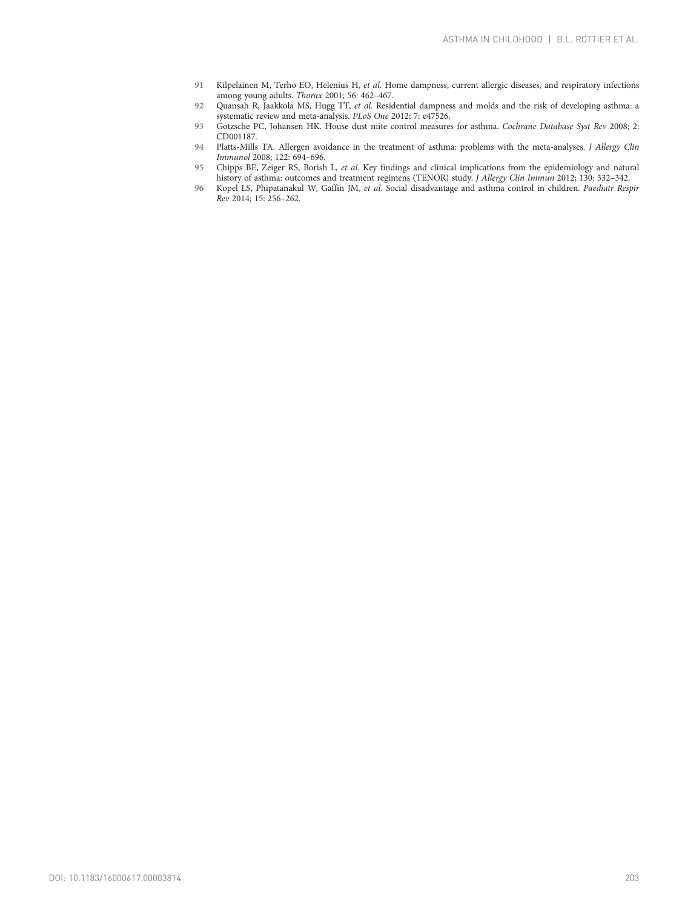91 Kilpelainen M, Terho EO, Helenius H, *et al.* Home dampness, current allergic diseases, and respiratory infections among young adults. *Thorax* 2001; 56: 462–467.

92 Quansah R, Jaakkola MS, Hugg TT, *et al.* Residential dampness and molds and the risk of developing asthma: a systematic review and meta-analysis. *PLoS One* 2012; 7: e47526.

93 Gotzsche PC, Johansen HK. House dust mite control measures for asthma. *Cochrane Database Syst Rev* 2008; 2: CD001187.

94 Platts-Mills TA. Allergen avoidance in the treatment of asthma: problems with the meta-analyses. *J Allergy Clin Immunol* 2008; 122: 694–696.

95 Chipps BE, Zeiger RS, Borish L, *et al.* Key findings and clinical implications from the epidemiology and natural history of asthma: outcomes and treatment regimens (TENOR) study. *J Allergy Clin Immun* 2012; 130: 332–342.

96 Kopel LS, Phipatanakul W, Gaffin JM, *et al.* Social disadvantage and asthma control in children. *Paediatr Respir Rev* 2014; 15: 256–262.